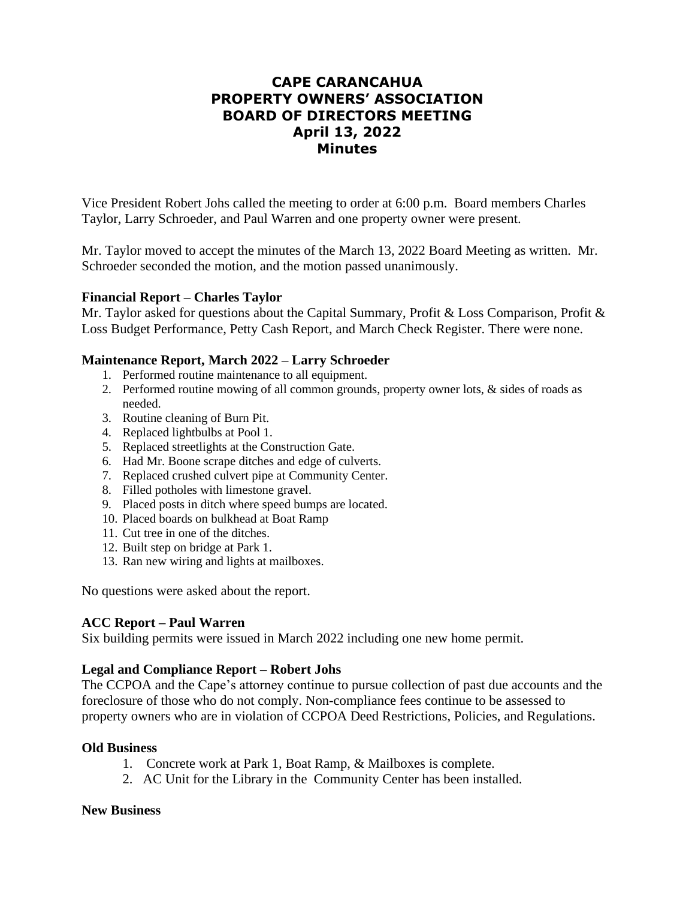# CAPE CARANCAHUA
# PROPERTY OWNERS' ASSOCIATION
# BOARD OF DIRECTORS MEETING
# April 13, 2022
# Minutes

Vice President Robert Johs called the meeting to order at 6:00 p.m. Board members Charles Taylor, Larry Schroeder, and Paul Warren and one property owner were present.

Mr. Taylor moved to accept the minutes of the March 13, 2022 Board Meeting as written. Mr. Schroeder seconded the motion, and the motion passed unanimously.

**Financial Report – Charles Taylor**

Mr. Taylor asked for questions about the Capital Summary, Profit & Loss Comparison, Profit & Loss Budget Performance, Petty Cash Report, and March Check Register. There were none.

**Maintenance Report, March 2022 – Larry Schroeder**

1. Performed routine maintenance to all equipment.
2. Performed routine mowing of all common grounds, property owner lots, & sides of roads as needed.
3. Routine cleaning of Burn Pit.
4. Replaced lightbulbs at Pool 1.
5. Replaced streetlights at the Construction Gate.
6. Had Mr. Boone scrape ditches and edge of culverts.
7. Replaced crushed culvert pipe at Community Center.
8. Filled potholes with limestone gravel.
9. Placed posts in ditch where speed bumps are located.
10. Placed boards on bulkhead at Boat Ramp
11. Cut tree in one of the ditches.
12. Built step on bridge at Park 1.
13. Ran new wiring and lights at mailboxes.

No questions were asked about the report.

**ACC Report – Paul Warren**

Six building permits were issued in March 2022 including one new home permit.

**Legal and Compliance Report – Robert Johs**

The CCPOA and the Cape's attorney continue to pursue collection of past due accounts and the foreclosure of those who do not comply. Non-compliance fees continue to be assessed to property owners who are in violation of CCPOA Deed Restrictions, Policies, and Regulations.

**Old Business**

1. Concrete work at Park 1, Boat Ramp, & Mailboxes is complete.
2. AC Unit for the Library in the Community Center has been installed.

**New Business**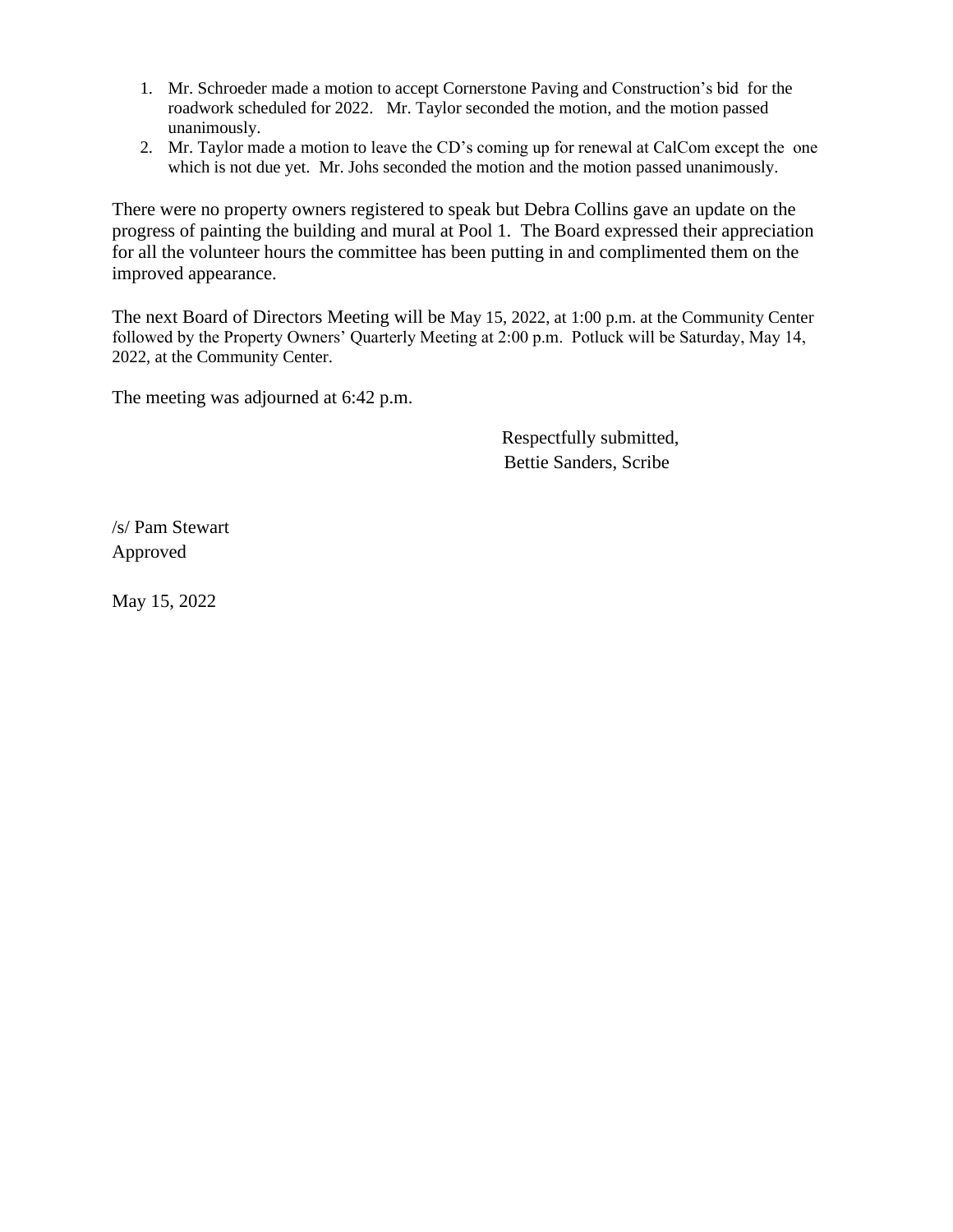1. Mr. Schroeder made a motion to accept Cornerstone Paving and Construction's bid for the roadwork scheduled for 2022. Mr. Taylor seconded the motion, and the motion passed unanimously.
2. Mr. Taylor made a motion to leave the CD's coming up for renewal at CalCom except the one which is not due yet. Mr. Johs seconded the motion and the motion passed unanimously.

There were no property owners registered to speak but Debra Collins gave an update on the progress of painting the building and mural at Pool 1. The Board expressed their appreciation for all the volunteer hours the committee has been putting in and complimented them on the improved appearance.

The next Board of Directors Meeting will be May 15, 2022, at 1:00 p.m. at the Community Center followed by the Property Owners' Quarterly Meeting at 2:00 p.m. Potluck will be Saturday, May 14, 2022, at the Community Center.

The meeting was adjourned at 6:42 p.m.

Respectfully submitted,
Bettie Sanders, Scribe

/s/ Pam Stewart
Approved

May 15, 2022